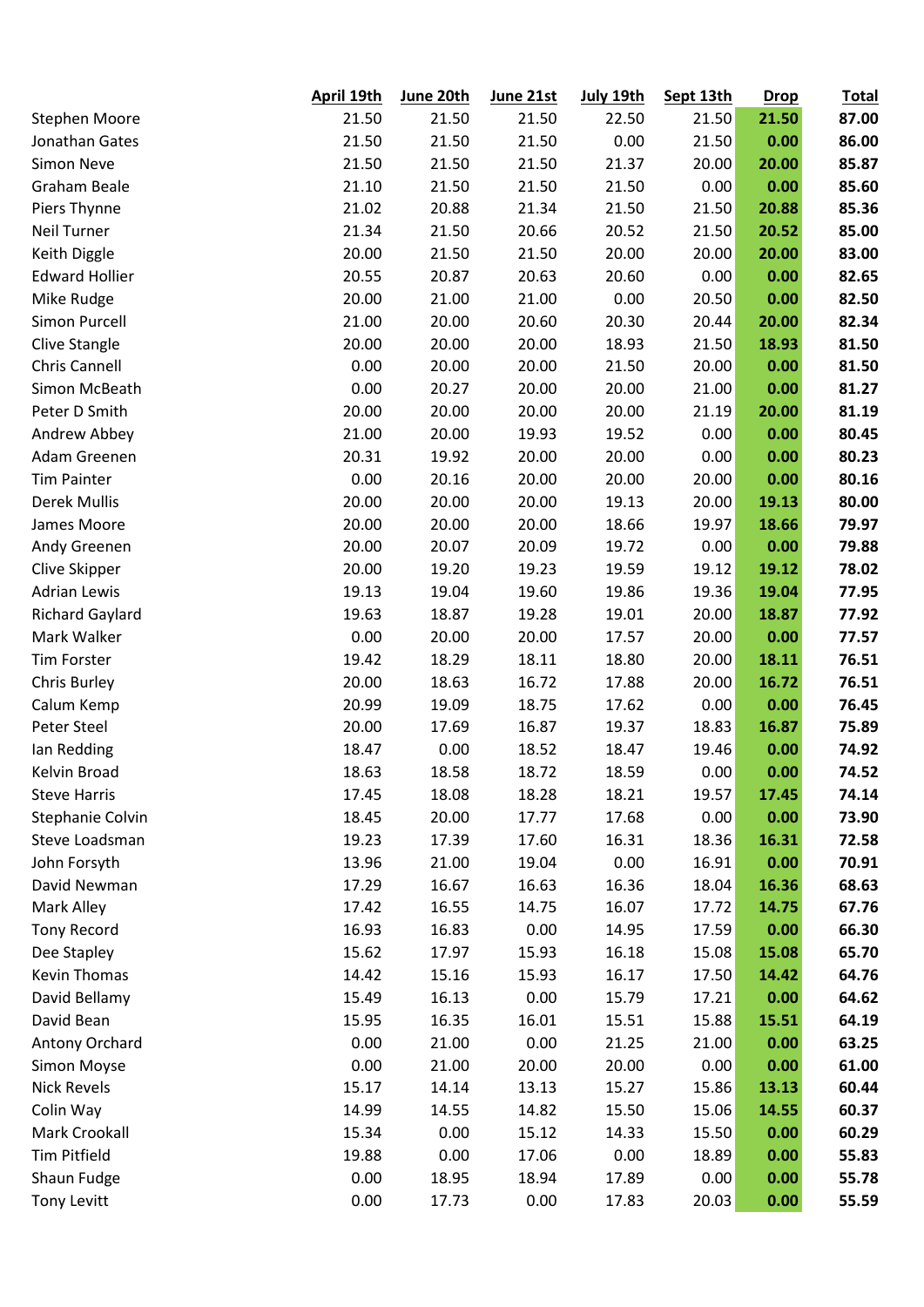| | April 19th | June 20th | June 21st | July 19th | Sept 13th | Drop | Total |
|---|---|---|---|---|---|---|---|
| Stephen Moore | 21.50 | 21.50 | 21.50 | 22.50 | 21.50 | **21.50** | **87.00** |
| Jonathan Gates | 21.50 | 21.50 | 21.50 | 0.00 | 21.50 | **0.00** | **86.00** |
| Simon Neve | 21.50 | 21.50 | 21.50 | 21.37 | 20.00 | **20.00** | **85.87** |
| Graham Beale | 21.10 | 21.50 | 21.50 | 21.50 | 0.00 | **0.00** | **85.60** |
| Piers Thynne | 21.02 | 20.88 | 21.34 | 21.50 | 21.50 | **20.88** | **85.36** |
| Neil Turner | 21.34 | 21.50 | 20.66 | 20.52 | 21.50 | **20.52** | **85.00** |
| Keith Diggle | 20.00 | 21.50 | 21.50 | 20.00 | 20.00 | **20.00** | **83.00** |
| Edward Hollier | 20.55 | 20.87 | 20.63 | 20.60 | 0.00 | **0.00** | **82.65** |
| Mike Rudge | 20.00 | 21.00 | 21.00 | 0.00 | 20.50 | **0.00** | **82.50** |
| Simon Purcell | 21.00 | 20.00 | 20.60 | 20.30 | 20.44 | **20.00** | **82.34** |
| Clive Stangle | 20.00 | 20.00 | 20.00 | 18.93 | 21.50 | **18.93** | **81.50** |
| Chris Cannell | 0.00 | 20.00 | 20.00 | 21.50 | 20.00 | **0.00** | **81.50** |
| Simon McBeath | 0.00 | 20.27 | 20.00 | 20.00 | 21.00 | **0.00** | **81.27** |
| Peter D Smith | 20.00 | 20.00 | 20.00 | 20.00 | 21.19 | **20.00** | **81.19** |
| Andrew Abbey | 21.00 | 20.00 | 19.93 | 19.52 | 0.00 | **0.00** | **80.45** |
| Adam Greenen | 20.31 | 19.92 | 20.00 | 20.00 | 0.00 | **0.00** | **80.23** |
| Tim Painter | 0.00 | 20.16 | 20.00 | 20.00 | 20.00 | **0.00** | **80.16** |
| Derek Mullis | 20.00 | 20.00 | 20.00 | 19.13 | 20.00 | **19.13** | **80.00** |
| James Moore | 20.00 | 20.00 | 20.00 | 18.66 | 19.97 | **18.66** | **79.97** |
| Andy Greenen | 20.00 | 20.07 | 20.09 | 19.72 | 0.00 | **0.00** | **79.88** |
| Clive Skipper | 20.00 | 19.20 | 19.23 | 19.59 | 19.12 | **19.12** | **78.02** |
| Adrian Lewis | 19.13 | 19.04 | 19.60 | 19.86 | 19.36 | **19.04** | **77.95** |
| Richard Gaylard | 19.63 | 18.87 | 19.28 | 19.01 | 20.00 | **18.87** | **77.92** |
| Mark Walker | 0.00 | 20.00 | 20.00 | 17.57 | 20.00 | **0.00** | **77.57** |
| Tim Forster | 19.42 | 18.29 | 18.11 | 18.80 | 20.00 | **18.11** | **76.51** |
| Chris Burley | 20.00 | 18.63 | 16.72 | 17.88 | 20.00 | **16.72** | **76.51** |
| Calum Kemp | 20.99 | 19.09 | 18.75 | 17.62 | 0.00 | **0.00** | **76.45** |
| Peter Steel | 20.00 | 17.69 | 16.87 | 19.37 | 18.83 | **16.87** | **75.89** |
| Ian Redding | 18.47 | 0.00 | 18.52 | 18.47 | 19.46 | **0.00** | **74.92** |
| Kelvin Broad | 18.63 | 18.58 | 18.72 | 18.59 | 0.00 | **0.00** | **74.52** |
| Steve Harris | 17.45 | 18.08 | 18.28 | 18.21 | 19.57 | **17.45** | **74.14** |
| Stephanie Colvin | 18.45 | 20.00 | 17.77 | 17.68 | 0.00 | **0.00** | **73.90** |
| Steve Loadsman | 19.23 | 17.39 | 17.60 | 16.31 | 18.36 | **16.31** | **72.58** |
| John Forsyth | 13.96 | 21.00 | 19.04 | 0.00 | 16.91 | **0.00** | **70.91** |
| David Newman | 17.29 | 16.67 | 16.63 | 16.36 | 18.04 | **16.36** | **68.63** |
| Mark Alley | 17.42 | 16.55 | 14.75 | 16.07 | 17.72 | **14.75** | **67.76** |
| Tony Record | 16.93 | 16.83 | 0.00 | 14.95 | 17.59 | **0.00** | **66.30** |
| Dee Stapley | 15.62 | 17.97 | 15.93 | 16.18 | 15.08 | **15.08** | **65.70** |
| Kevin Thomas | 14.42 | 15.16 | 15.93 | 16.17 | 17.50 | **14.42** | **64.76** |
| David Bellamy | 15.49 | 16.13 | 0.00 | 15.79 | 17.21 | **0.00** | **64.62** |
| David Bean | 15.95 | 16.35 | 16.01 | 15.51 | 15.88 | **15.51** | **64.19** |
| Antony Orchard | 0.00 | 21.00 | 0.00 | 21.25 | 21.00 | **0.00** | **63.25** |
| Simon Moyse | 0.00 | 21.00 | 20.00 | 20.00 | 0.00 | **0.00** | **61.00** |
| Nick Revels | 15.17 | 14.14 | 13.13 | 15.27 | 15.86 | **13.13** | **60.44** |
| Colin Way | 14.99 | 14.55 | 14.82 | 15.50 | 15.06 | **14.55** | **60.37** |
| Mark Crookall | 15.34 | 0.00 | 15.12 | 14.33 | 15.50 | **0.00** | **60.29** |
| Tim Pitfield | 19.88 | 0.00 | 17.06 | 0.00 | 18.89 | **0.00** | **55.83** |
| Shaun Fudge | 0.00 | 18.95 | 18.94 | 17.89 | 0.00 | **0.00** | **55.78** |
| Tony Levitt | 0.00 | 17.73 | 0.00 | 17.83 | 20.03 | **0.00** | **55.59** |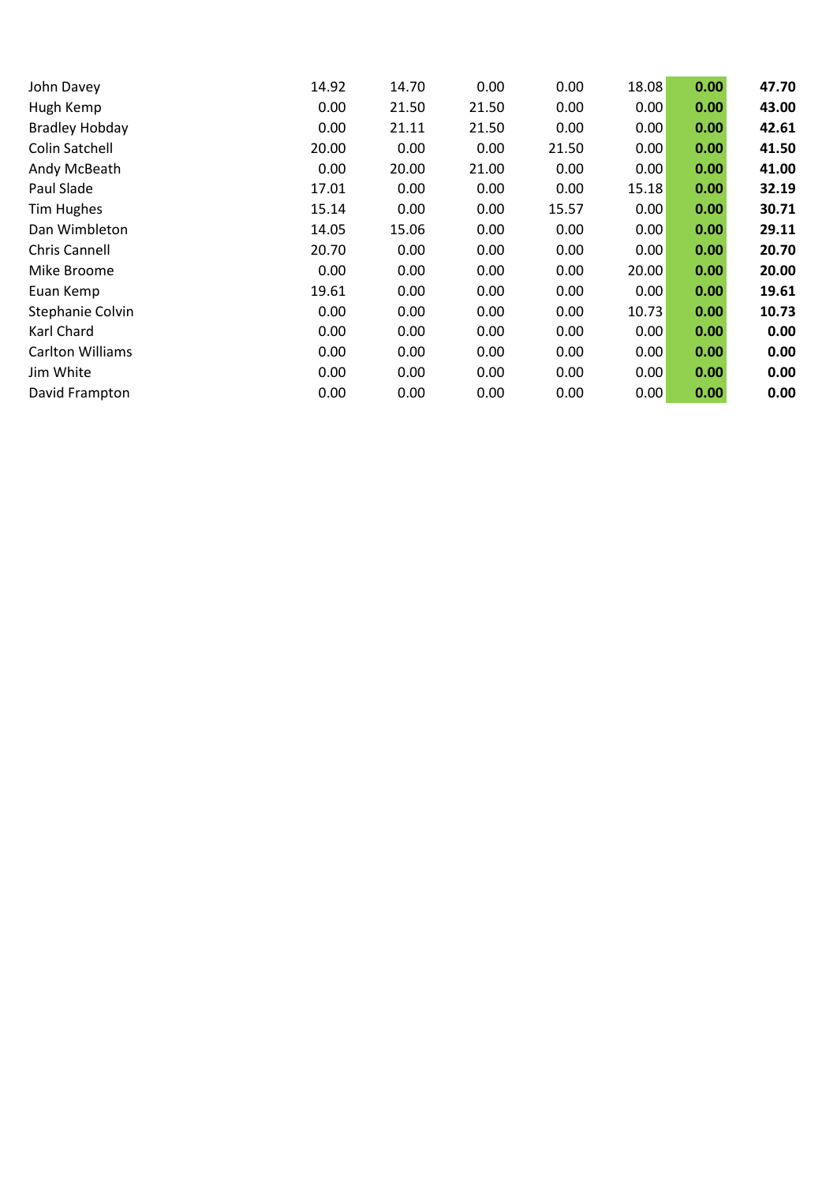| | | | | | | | |
|---|---|---|---|---|---|---|---|
| John Davey | 14.92 | 14.70 | 0.00 | 0.00 | 18.08 | **0.00** | **47.70** |
| Hugh Kemp | 0.00 | 21.50 | 21.50 | 0.00 | 0.00 | **0.00** | **43.00** |
| Bradley Hobday | 0.00 | 21.11 | 21.50 | 0.00 | 0.00 | **0.00** | **42.61** |
| Colin Satchell | 20.00 | 0.00 | 0.00 | 21.50 | 0.00 | **0.00** | **41.50** |
| Andy McBeath | 0.00 | 20.00 | 21.00 | 0.00 | 0.00 | **0.00** | **41.00** |
| Paul Slade | 17.01 | 0.00 | 0.00 | 0.00 | 15.18 | **0.00** | **32.19** |
| Tim Hughes | 15.14 | 0.00 | 0.00 | 15.57 | 0.00 | **0.00** | **30.71** |
| Dan Wimbleton | 14.05 | 15.06 | 0.00 | 0.00 | 0.00 | **0.00** | **29.11** |
| Chris Cannell | 20.70 | 0.00 | 0.00 | 0.00 | 0.00 | **0.00** | **20.70** |
| Mike Broome | 0.00 | 0.00 | 0.00 | 0.00 | 20.00 | **0.00** | **20.00** |
| Euan Kemp | 19.61 | 0.00 | 0.00 | 0.00 | 0.00 | **0.00** | **19.61** |
| Stephanie Colvin | 0.00 | 0.00 | 0.00 | 0.00 | 10.73 | **0.00** | **10.73** |
| Karl Chard | 0.00 | 0.00 | 0.00 | 0.00 | 0.00 | **0.00** | **0.00** |
| Carlton Williams | 0.00 | 0.00 | 0.00 | 0.00 | 0.00 | **0.00** | **0.00** |
| Jim White | 0.00 | 0.00 | 0.00 | 0.00 | 0.00 | **0.00** | **0.00** |
| David Frampton | 0.00 | 0.00 | 0.00 | 0.00 | 0.00 | **0.00** | **0.00** |